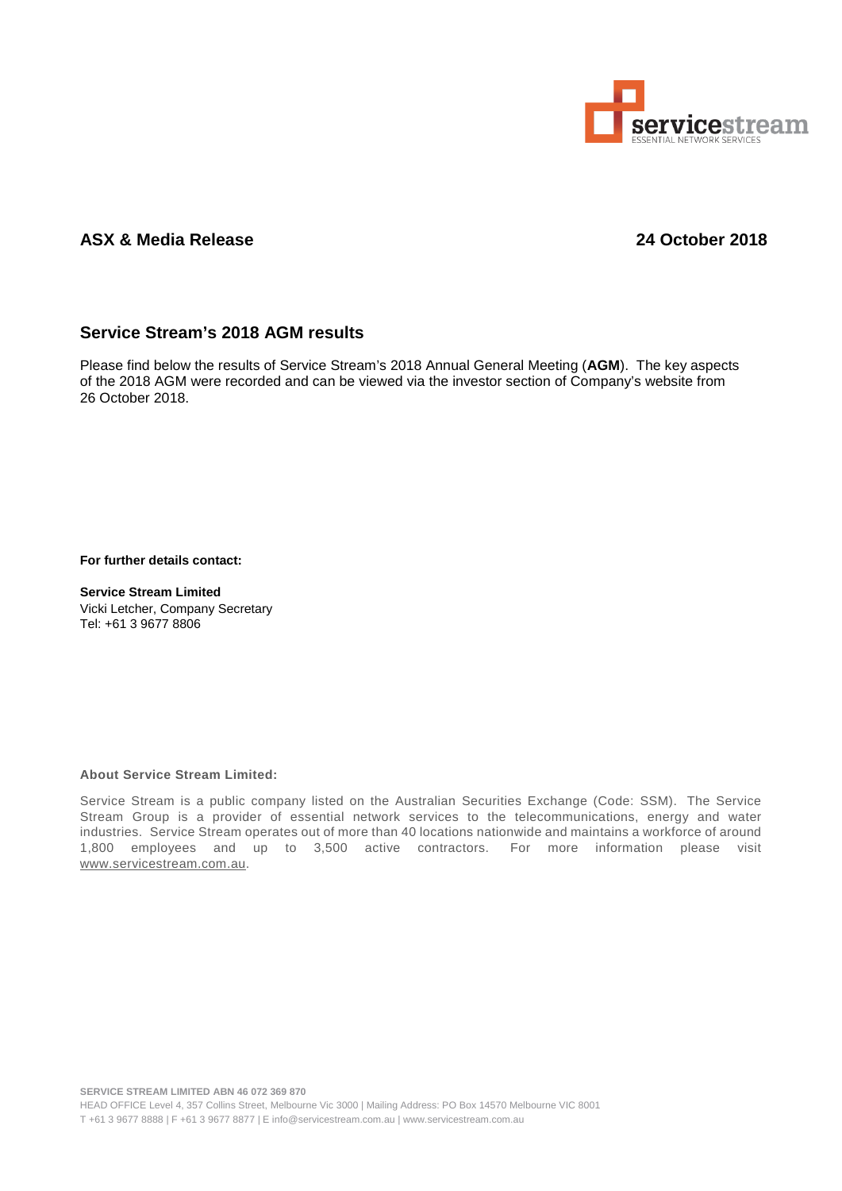**ASX & Media Release** **24 October 2018**

## Service Stream's 2018 AGM results

Please find below the results of Service Stream's 2018 Annual General Meeting (**AGM**). The key aspects of the 2018 AGM were recorded and can be viewed via the investor section of Company's website from 26 October 2018.

**For further details contact:**

**Service Stream Limited**
Vicki Letcher, Company Secretary
Tel: +61 3 9677 8806

**About Service Stream Limited:**

Service Stream is a public company listed on the Australian Securities Exchange (Code: SSM). The Service Stream Group is a provider of essential network services to the telecommunications, energy and water industries. Service Stream operates out of more than 40 locations nationwide and maintains a workforce of around 1,800 employees and up to 3,500 active contractors. For more information please visit www.servicestream.com.au.

**SERVICE STREAM LIMITED ABN 46 072 369 870**
HEAD OFFICE Level 4, 357 Collins Street, Melbourne Vic 3000 | Mailing Address: PO Box 14570 Melbourne VIC 8001
T +61 3 9677 8888 | F +61 3 9677 8877 | E info@servicestream.com.au | www.servicestream.com.au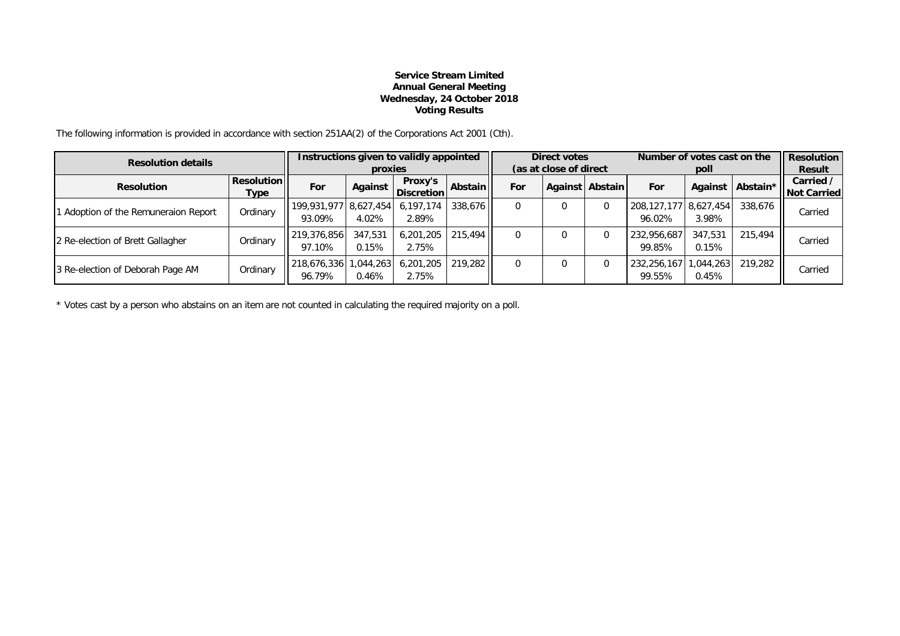**Service Stream Limited**
**Annual General Meeting**
**Wednesday, 24 October 2018**
**Voting Results**

The following information is provided in accordance with section 251AA(2) of the Corporations Act 2001 (Cth).

| Resolution details | | Instructions given to validly appointed proxies | | | | Direct votes (as at close of direct | | | Number of votes cast on the poll | | | Resolution Result |
|---|---|---|---|---|---|---|---|---|---|---|---|---|
| **Resolution** | **Resolution Type** | **For** | **Against** | **Proxy's Discretion** | **Abstain** | **For** | **Against** | **Abstain** | **For** | **Against** | **Abstain*** | **Carried / Not Carried** |
| 1 Adoption of the Remuneraion Report | Ordinary | 199,931,977 93.09% | 8,627,454 4.02% | 6,197,174 2.89% | 338,676 | 0 | 0 | 0 | 208,127,177 96.02% | 8,627,454 3.98% | 338,676 | Carried |
| 2 Re-election of Brett Gallagher | Ordinary | 219,376,856 97.10% | 347,531 0.15% | 6,201,205 2.75% | 215,494 | 0 | 0 | 0 | 232,956,687 99.85% | 347,531 0.15% | 215,494 | Carried |
| 3 Re-election of Deborah Page AM | Ordinary | 218,676,336 96.79% | 1,044,263 0.46% | 6,201,205 2.75% | 219,282 | 0 | 0 | 0 | 232,256,167 99.55% | 1,044,263 0.45% | 219,282 | Carried |

* Votes cast by a person who abstains on an item are not counted in calculating the required majority on a poll.